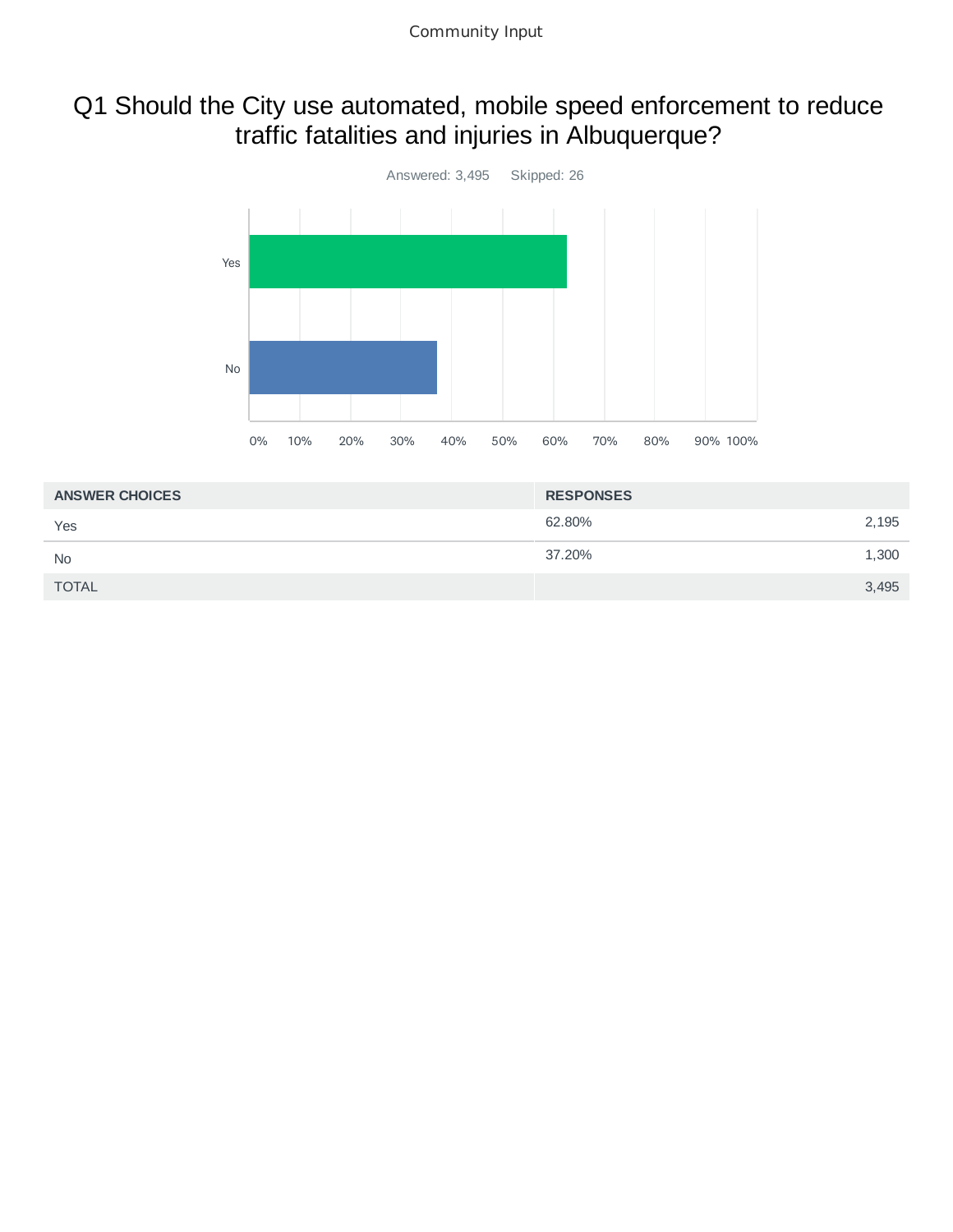# Q1 Should the City use automated, mobile speed enforcement to reduce traffic fatalities and injuries in Albuquerque?

Answered: 3,495    Skipped: 26

| ANSWER CHOICES | RESPONSES | |
|---|---|---|
| Yes | 62.80% | 2,195 |
| No | 37.20% | 1,300 |
| TOTAL | | 3,495 |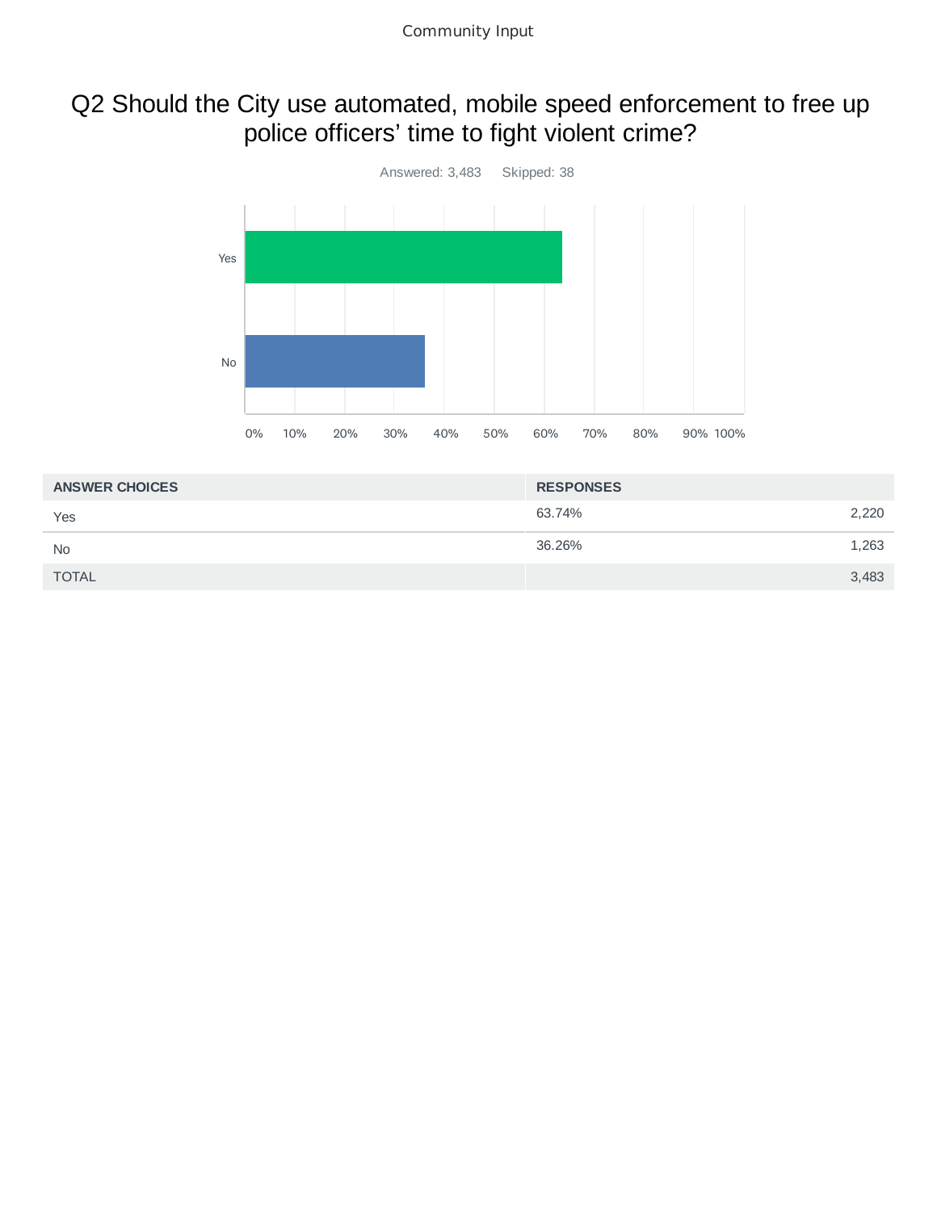# Q2 Should the City use automated, mobile speed enforcement to free up police officers' time to fight violent crime?

Answered: 3,483 Skipped: 38

| ANSWER CHOICES | RESPONSES | |
|---|---|---|
| Yes | 63.74% | 2,220 |
| No | 36.26% | 1,263 |
| TOTAL | | 3,483 |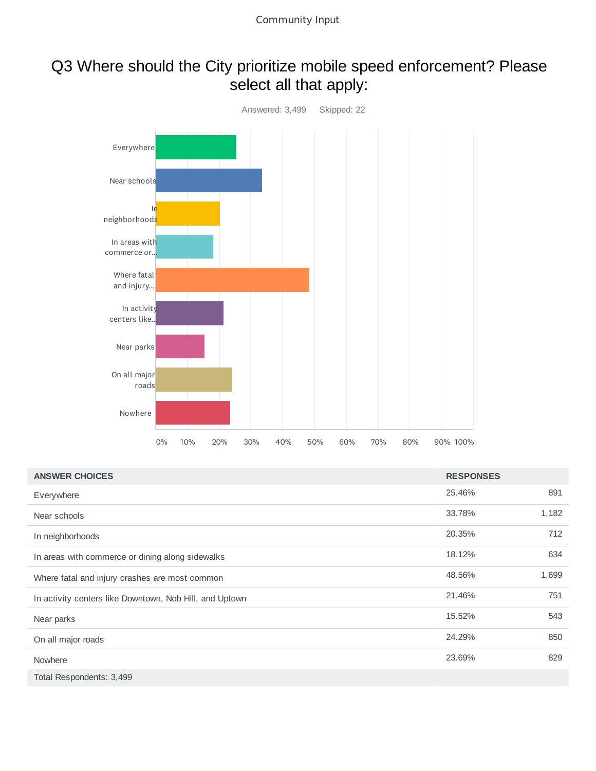# Q3 Where should the City prioritize mobile speed enforcement? Please select all that apply:

Answered: 3,499 Skipped: 22

| ANSWER CHOICES | RESPONSES | |
|---|---|---|
| Everywhere | 25.46% | 891 |
| Near schools | 33.78% | 1,182 |
| In neighborhoods | 20.35% | 712 |
| In areas with commerce or dining along sidewalks | 18.12% | 634 |
| Where fatal and injury crashes are most common | 48.56% | 1,699 |
| In activity centers like Downtown, Nob Hill, and Uptown | 21.46% | 751 |
| Near parks | 15.52% | 543 |
| On all major roads | 24.29% | 850 |
| Nowhere | 23.69% | 829 |
| Total Respondents: 3,499 | | |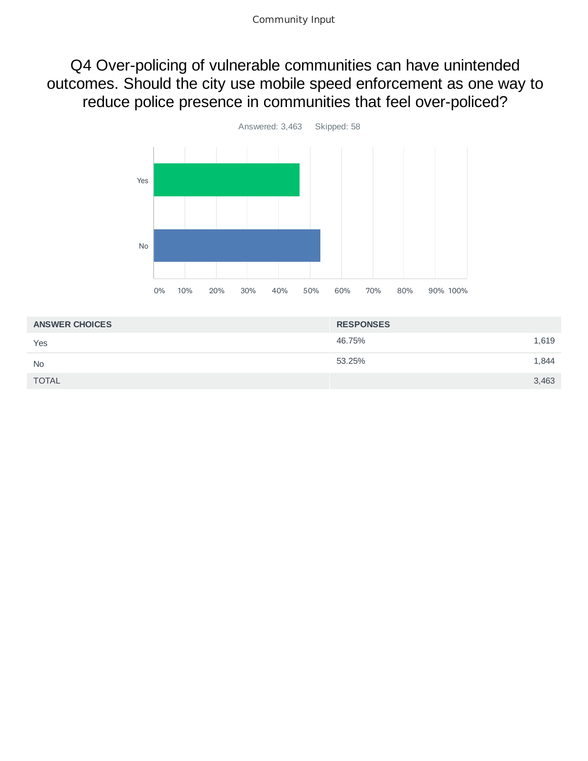# Q4 Over-policing of vulnerable communities can have unintended outcomes. Should the city use mobile speed enforcement as one way to reduce police presence in communities that feel over-policed?

Answered: 3,463 Skipped: 58

| ANSWER CHOICES | RESPONSES | |
|---|---|---|
| Yes | 46.75% | 1,619 |
| No | 53.25% | 1,844 |
| TOTAL | | 3,463 |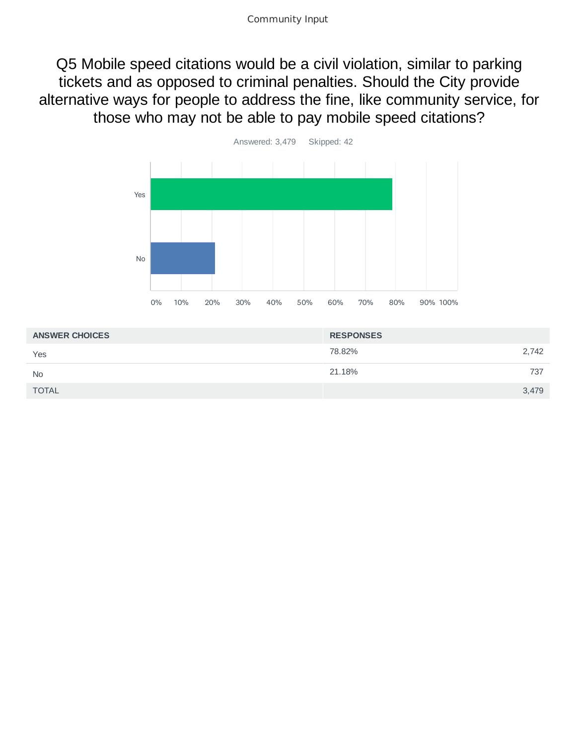# Q5 Mobile speed citations would be a civil violation, similar to parking tickets and as opposed to criminal penalties. Should the City provide alternative ways for people to address the fine, like community service, for those who may not be able to pay mobile speed citations?

Answered: 3,479 Skipped: 42

| ANSWER CHOICES | RESPONSES | |
|---|---|---|
| Yes | 78.82% | 2,742 |
| No | 21.18% | 737 |
| TOTAL | | 3,479 |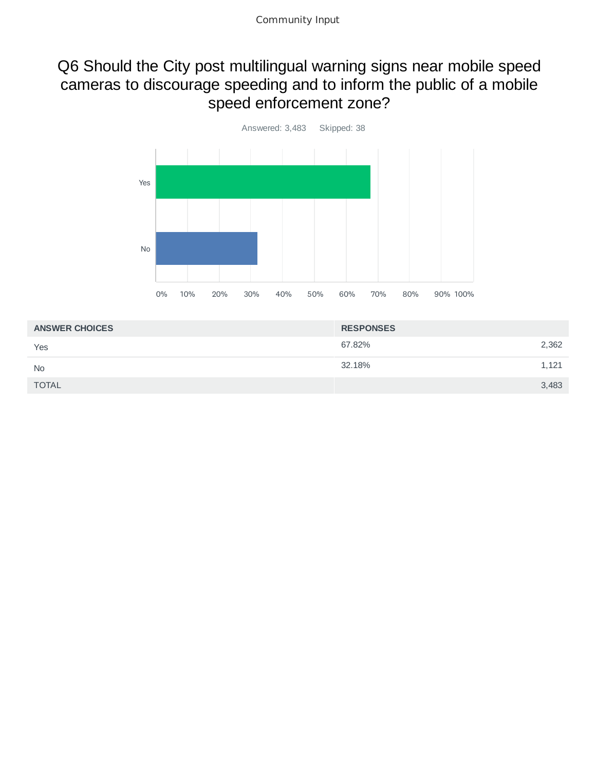## Q6 Should the City post multilingual warning signs near mobile speed cameras to discourage speeding and to inform the public of a mobile speed enforcement zone?

Answered: 3,483 Skipped: 38

| ANSWER CHOICES | RESPONSES | |
|---|---|---|
| Yes | 67.82% | 2,362 |
| No | 32.18% | 1,121 |
| TOTAL | | 3,483 |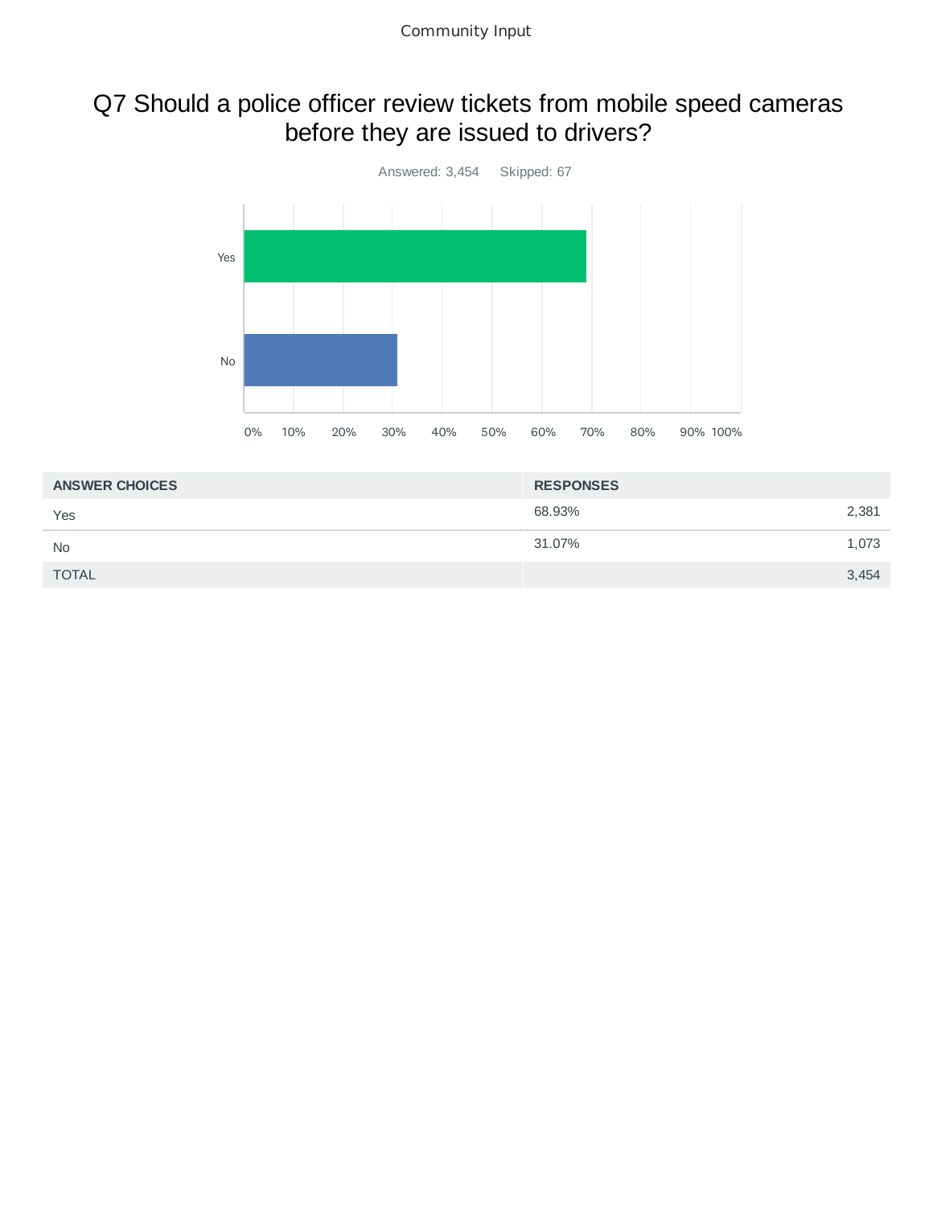# Q7 Should a police officer review tickets from mobile speed cameras before they are issued to drivers?

Answered: 3,454    Skipped: 67

| ANSWER CHOICES | RESPONSES | |
|---|---|---|
| Yes | 68.93% | 2,381 |
| No | 31.07% | 1,073 |
| TOTAL | | 3,454 |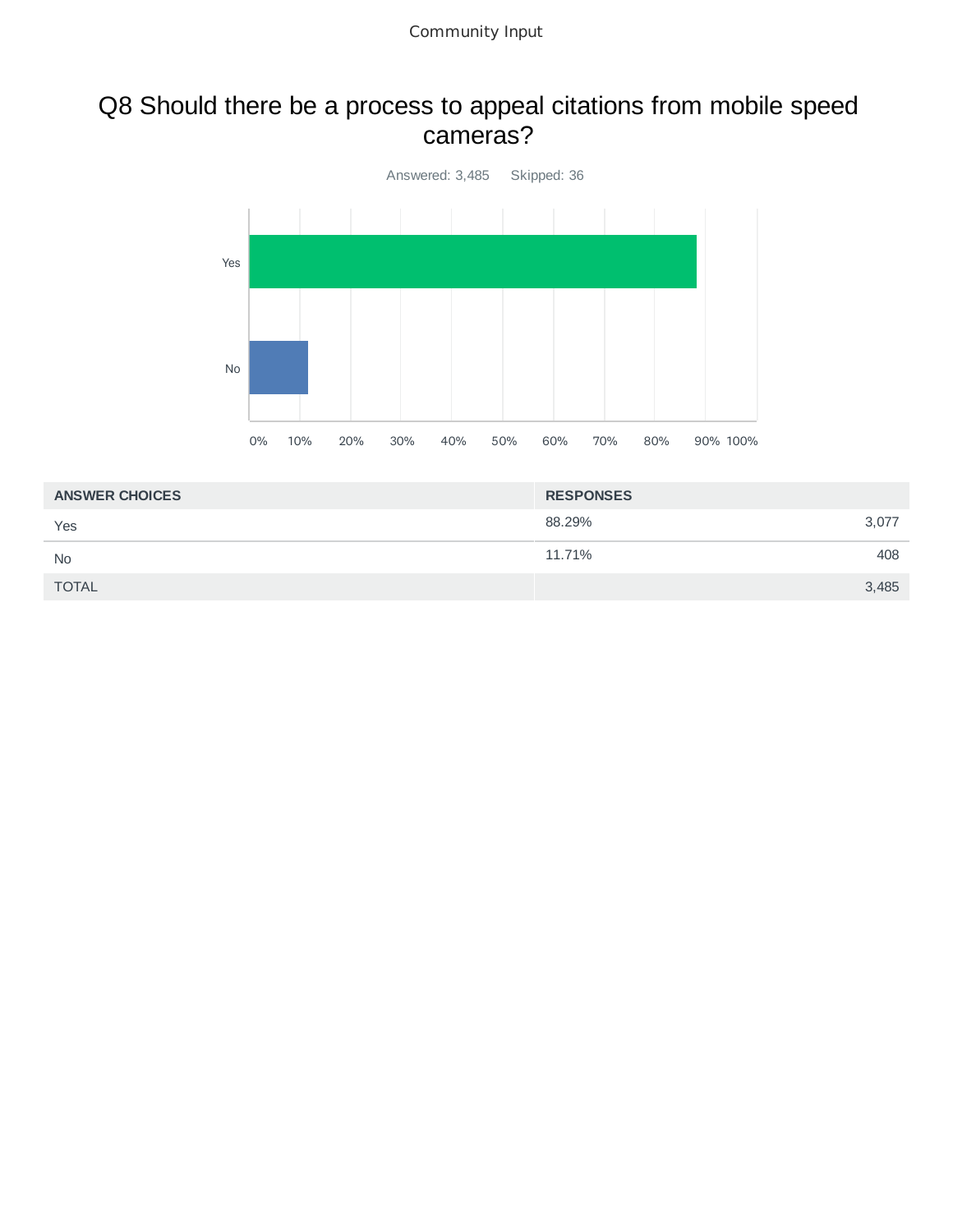# Q8 Should there be a process to appeal citations from mobile speed cameras?

Answered: 3,485    Skipped: 36

| ANSWER CHOICES | RESPONSES | |
|---|---|---|
| Yes | 88.29% | 3,077 |
| No | 11.71% | 408 |
| TOTAL | | 3,485 |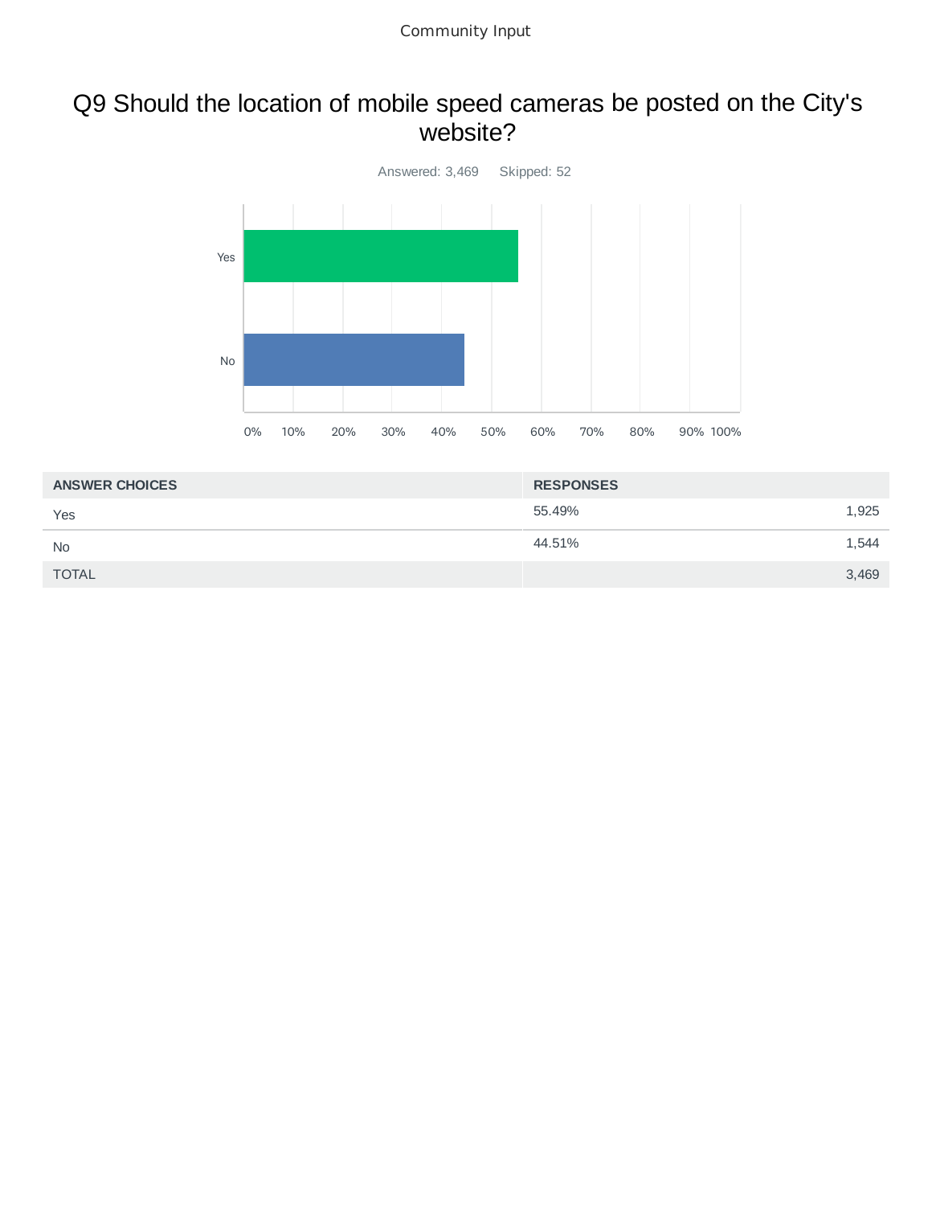# Q9 Should the location of mobile speed cameras be posted on the City's website?

Answered: 3,469    Skipped: 52

| ANSWER CHOICES | RESPONSES | |
|---|---|---|
| Yes | 55.49% | 1,925 |
| No | 44.51% | 1,544 |
| TOTAL | | 3,469 |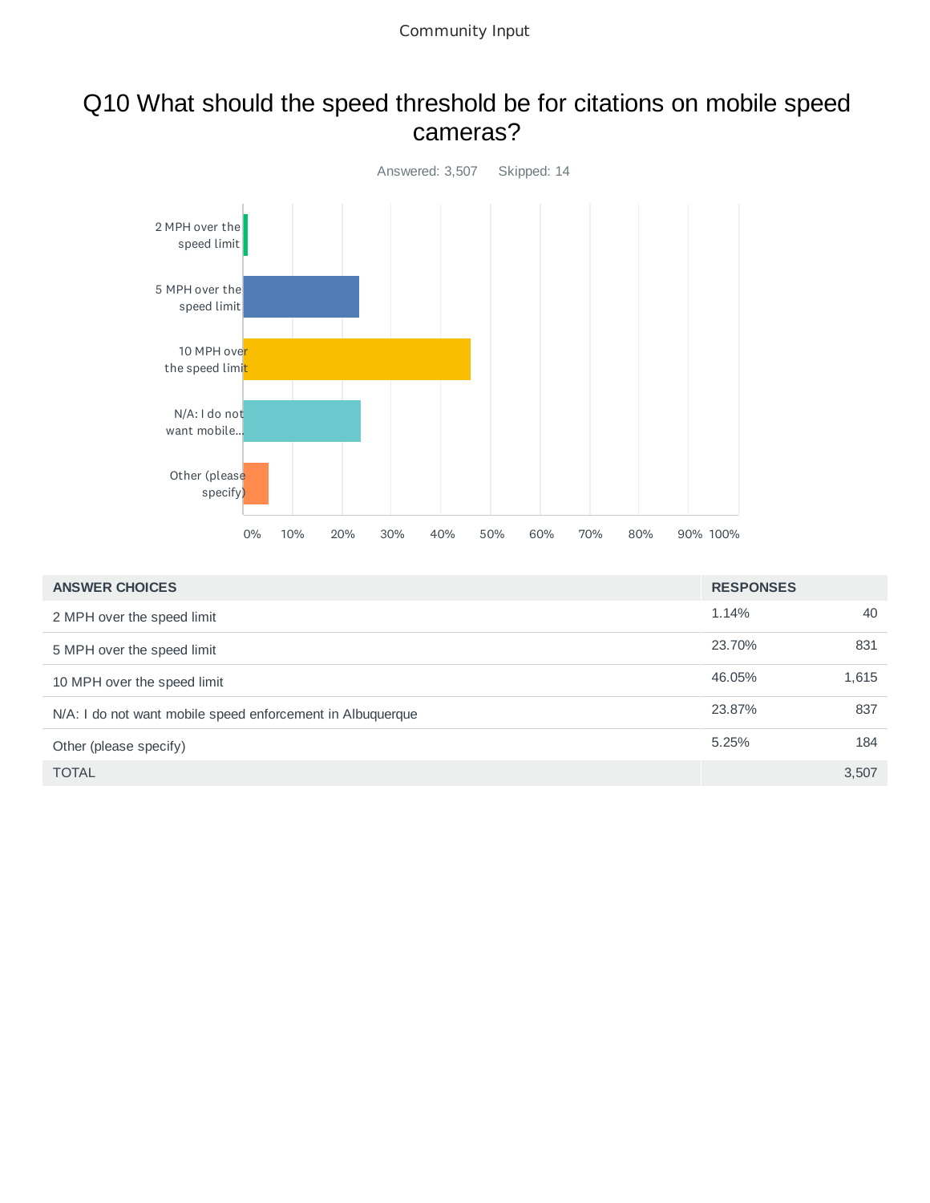# Q10 What should the speed threshold be for citations on mobile speed cameras?

Answered: 3,507 Skipped: 14

| ANSWER CHOICES | RESPONSES | |
|---|---|---|
| 2 MPH over the speed limit | 1.14% | 40 |
| 5 MPH over the speed limit | 23.70% | 831 |
| 10 MPH over the speed limit | 46.05% | 1,615 |
| N/A: I do not want mobile speed enforcement in Albuquerque | 23.87% | 837 |
| Other (please specify) | 5.25% | 184 |
| TOTAL | | 3,507 |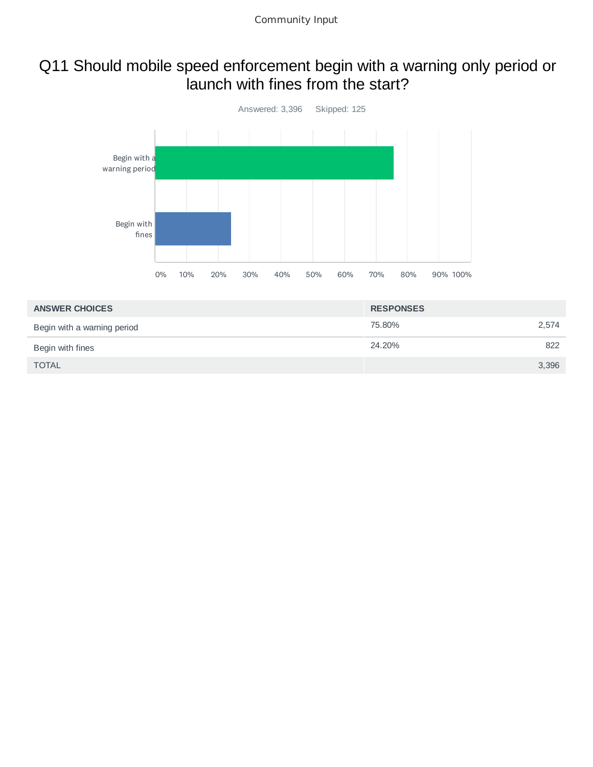# Q11 Should mobile speed enforcement begin with a warning only period or launch with fines from the start?

Answered: 3,396    Skipped: 125

Begin with a warning period

Begin with fines

0% 10% 20% 30% 40% 50% 60% 70% 80% 90% 100%

| ANSWER CHOICES | RESPONSES | |
|---|---|---|
| Begin with a warning period | 75.80% | 2,574 |
| Begin with fines | 24.20% | 822 |
| TOTAL | | 3,396 |